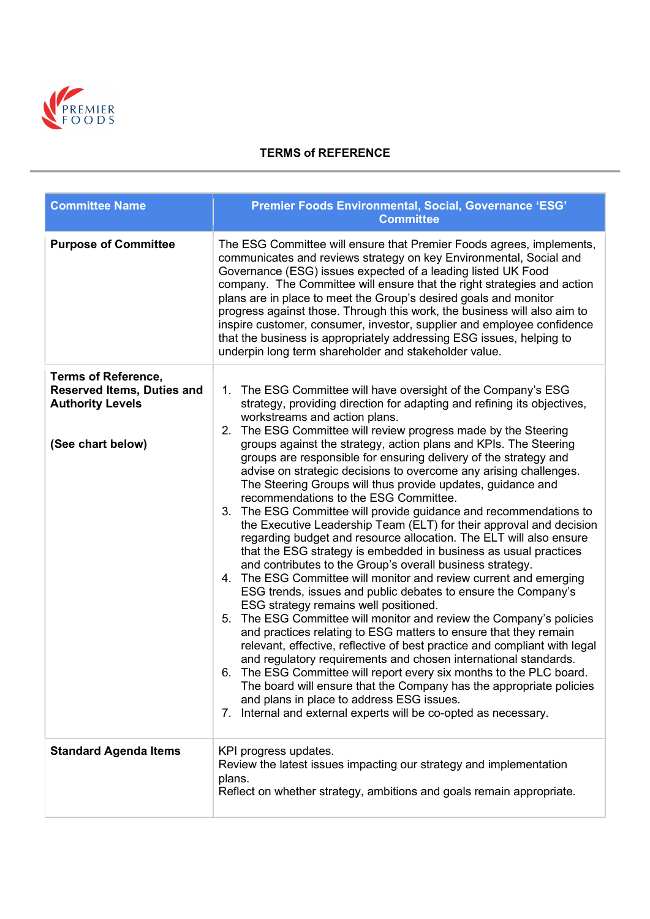## TERMS of REFERENCE

| Committee Name | Premier Foods Environmental, Social, Governance 'ESG' Committee |
|---|---|
| **Purpose of Committee** | The ESG Committee will ensure that Premier Foods agrees, implements, communicates and reviews strategy on key Environmental, Social and Governance (ESG) issues expected of a leading listed UK Food company. The Committee will ensure that the right strategies and action plans are in place to meet the Group's desired goals and monitor progress against those. Through this work, the business will also aim to inspire customer, consumer, investor, supplier and employee confidence that the business is appropriately addressing ESG issues, helping to underpin long term shareholder and stakeholder value. |
| **Terms of Reference, Reserved Items, Duties and Authority Levels**<br><br>**(See chart below)** | 1. The ESG Committee will have oversight of the Company's ESG strategy, providing direction for adapting and refining its objectives, workstreams and action plans.<br>2. The ESG Committee will review progress made by the Steering groups against the strategy, action plans and KPIs. The Steering groups are responsible for ensuring delivery of the strategy and advise on strategic decisions to overcome any arising challenges. The Steering Groups will thus provide updates, guidance and recommendations to the ESG Committee.<br>3. The ESG Committee will provide guidance and recommendations to the Executive Leadership Team (ELT) for their approval and decision regarding budget and resource allocation. The ELT will also ensure that the ESG strategy is embedded in business as usual practices and contributes to the Group's overall business strategy.<br>4. The ESG Committee will monitor and review current and emerging ESG trends, issues and public debates to ensure the Company's ESG strategy remains well positioned.<br>5. The ESG Committee will monitor and review the Company's policies and practices relating to ESG matters to ensure that they remain relevant, effective, reflective of best practice and compliant with legal and regulatory requirements and chosen international standards.<br>6. The ESG Committee will report every six months to the PLC board. The board will ensure that the Company has the appropriate policies and plans in place to address ESG issues.<br>7. Internal and external experts will be co-opted as necessary. |
| **Standard Agenda Items** | KPI progress updates.<br>Review the latest issues impacting our strategy and implementation plans.<br>Reflect on whether strategy, ambitions and goals remain appropriate. |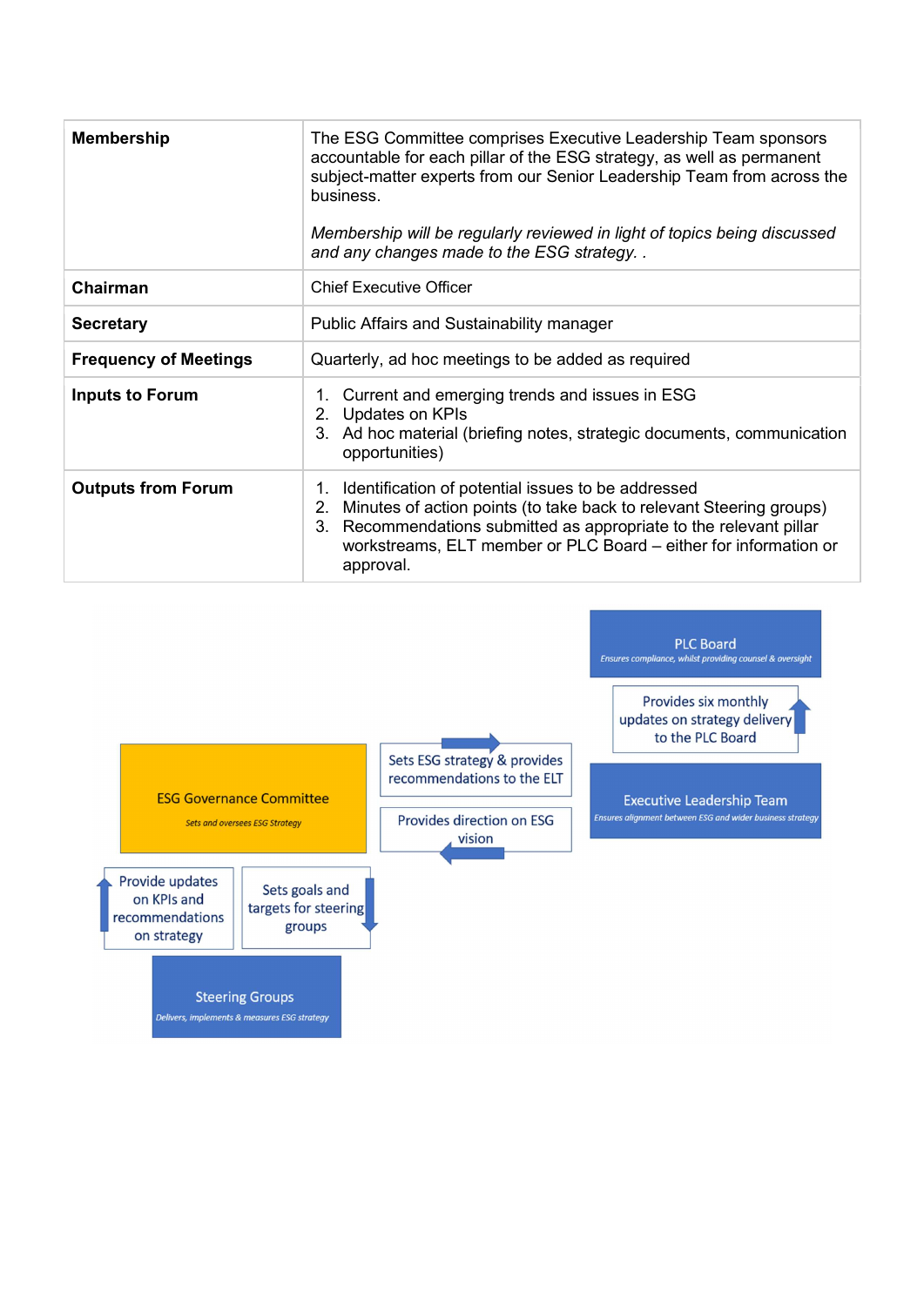| | |
|---|---|
| **Membership** | The ESG Committee comprises Executive Leadership Team sponsors accountable for each pillar of the ESG strategy, as well as permanent subject-matter experts from our Senior Leadership Team from across the business.<br><br>*Membership will be regularly reviewed in light of topics being discussed and any changes made to the ESG strategy. .* |
| **Chairman** | Chief Executive Officer |
| **Secretary** | Public Affairs and Sustainability manager |
| **Frequency of Meetings** | Quarterly, ad hoc meetings to be added as required |
| **Inputs to Forum** | 1. Current and emerging trends and issues in ESG<br>2. Updates on KPIs<br>3. Ad hoc material (briefing notes, strategic documents, communication opportunities) |
| **Outputs from Forum** | 1. Identification of potential issues to be addressed<br>2. Minutes of action points (to take back to relevant Steering groups)<br>3. Recommendations submitted as appropriate to the relevant pillar workstreams, ELT member or PLC Board – either for information or approval. |

PLC Board
*Ensures compliance, whilst providing counsel & oversight*

Provides six monthly updates on strategy delivery to the PLC Board

ESG Governance Committee
*Sets and oversees ESG Strategy*

Sets ESG strategy & provides recommendations to the ELT

Provides direction on ESG vision

Executive Leadership Team
*Ensures alignment between ESG and wider business strategy*

Provide updates on KPIs and recommendations on strategy

Sets goals and targets for steering groups

Steering Groups
*Delivers, implements & measures ESG strategy*